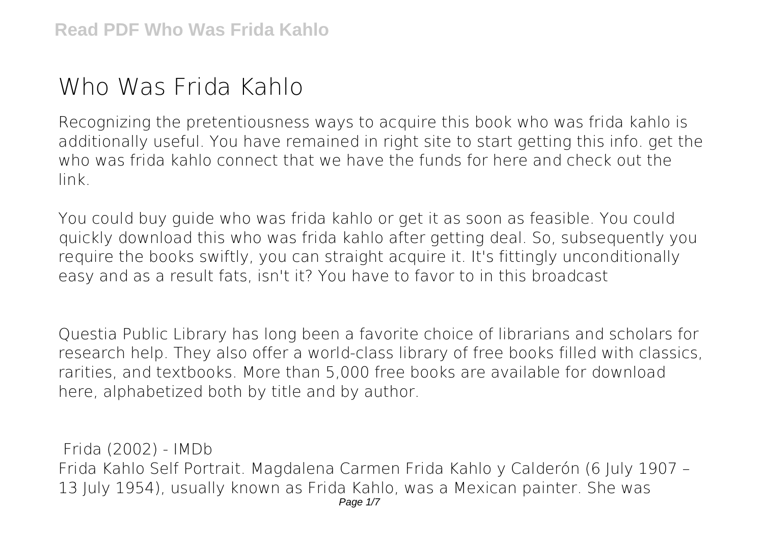# Who Was Frida Kahlo

Recognizing the pretentiousness ways to acquire this book who was frida kahlo is additionally useful. You have remained in right site to start getting this info. get the who was frida kahlo connect that we have the funds for here and check out the link.

You could buy guide who was frida kahlo or get it as soon as feasible. You could quickly download this who was frida kahlo after getting deal. So, subsequently you require the books swiftly, you can straight acquire it. It's fittingly unconditionally easy and as a result fats, isn't it? You have to favor to in this broadcast

Questia Public Library has long been a favorite choice of librarians and scholars for research help. They also offer a world-class library of free books filled with classics, rarities, and textbooks. More than 5,000 free books are available for download here, alphabetized both by title and by author.

**Frida (2002) - IMDb**

Frida Kahlo Self Portrait. Magdalena Carmen Frida Kahlo y Calderón (6 July 1907 – 13 July 1954), usually known as Frida Kahlo, was a Mexican painter. She was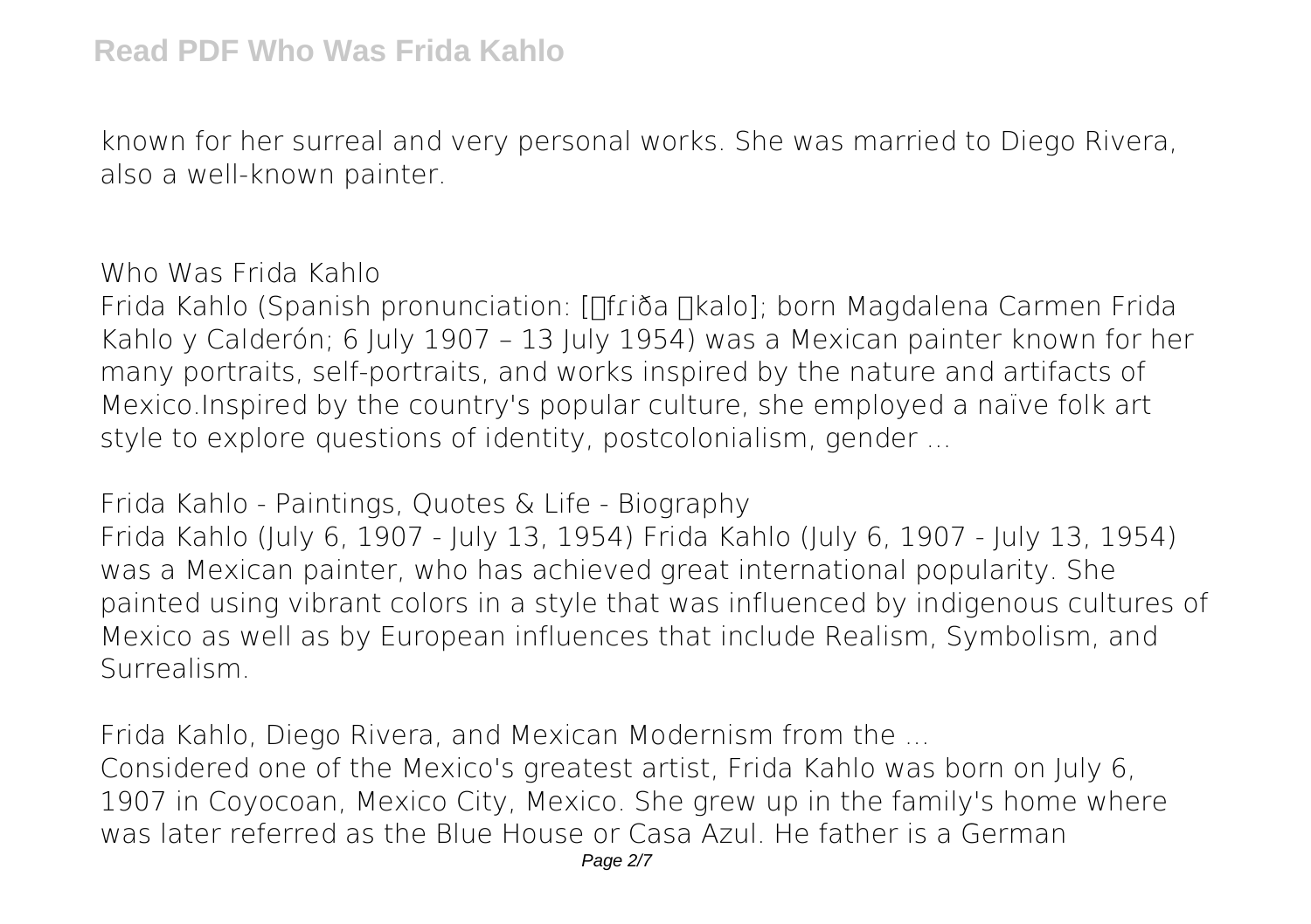known for her surreal and very personal works. She was married to Diego Rivera, also a well-known painter.

## Who Was Frida Kahlo

Frida Kahlo (Spanish pronunciation: [ˈfɾiða ˈkalo]; born Magdalena Carmen Frida Kahlo y Calderón; 6 July 1907 – 13 July 1954) was a Mexican painter known for her many portraits, self-portraits, and works inspired by the nature and artifacts of Mexico.Inspired by the country's popular culture, she employed a naïve folk art style to explore questions of identity, postcolonialism, gender ...

## Frida Kahlo - Paintings, Quotes & Life - Biography

Frida Kahlo (July 6, 1907 - July 13, 1954) Frida Kahlo (July 6, 1907 - July 13, 1954) was a Mexican painter, who has achieved great international popularity. She painted using vibrant colors in a style that was influenced by indigenous cultures of Mexico as well as by European influences that include Realism, Symbolism, and Surrealism.

## Frida Kahlo, Diego Rivera, and Mexican Modernism from the ...

Considered one of the Mexico's greatest artist, Frida Kahlo was born on July 6, 1907 in Coyocoan, Mexico City, Mexico. She grew up in the family's home where was later referred as the Blue House or Casa Azul. He father is a German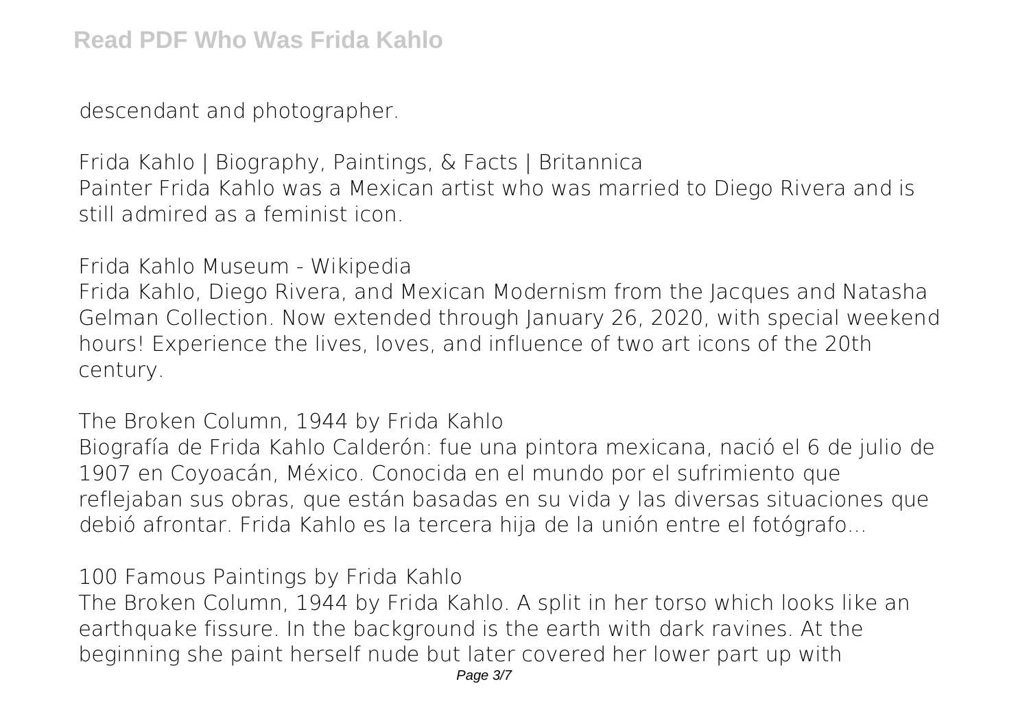descendant and photographer.

**Frida Kahlo | Biography, Paintings, & Facts | Britannica**

Painter Frida Kahlo was a Mexican artist who was married to Diego Rivera and is still admired as a feminist icon.

**Frida Kahlo Museum - Wikipedia**

Frida Kahlo, Diego Rivera, and Mexican Modernism from the Jacques and Natasha Gelman Collection. Now extended through January 26, 2020, with special weekend hours! Experience the lives, loves, and influence of two art icons of the 20th century.

**The Broken Column, 1944 by Frida Kahlo**

Biografía de Frida Kahlo Calderón: fue una pintora mexicana, nació el 6 de julio de 1907 en Coyoacán, México. Conocida en el mundo por el sufrimiento que reflejaban sus obras, que están basadas en su vida y las diversas situaciones que debió afrontar. Frida Kahlo es la tercera hija de la unión entre el fotógrafo...

**100 Famous Paintings by Frida Kahlo**

The Broken Column, 1944 by Frida Kahlo. A split in her torso which looks like an earthquake fissure. In the background is the earth with dark ravines. At the beginning she paint herself nude but later covered her lower part up with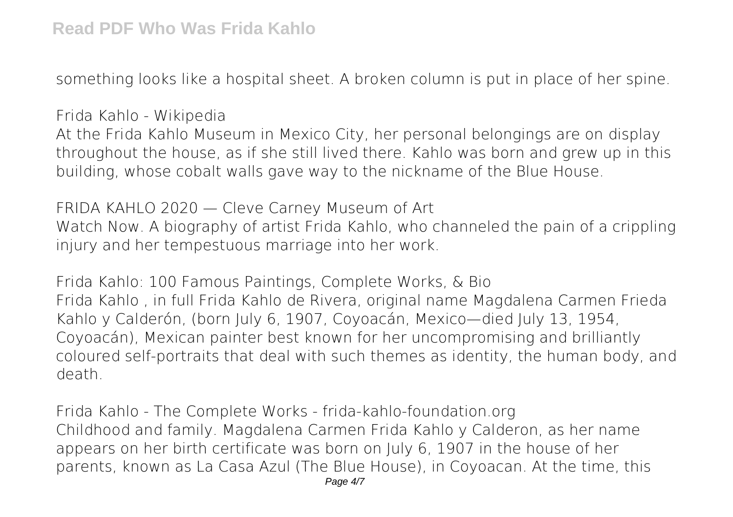something looks like a hospital sheet. A broken column is put in place of her spine.

**Frida Kahlo - Wikipedia**

At the Frida Kahlo Museum in Mexico City, her personal belongings are on display throughout the house, as if she still lived there. Kahlo was born and grew up in this building, whose cobalt walls gave way to the nickname of the Blue House.

**FRIDA KAHLO 2020 — Cleve Carney Museum of Art**

Watch Now. A biography of artist Frida Kahlo, who channeled the pain of a crippling injury and her tempestuous marriage into her work.

**Frida Kahlo: 100 Famous Paintings, Complete Works, & Bio**

Frida Kahlo , in full Frida Kahlo de Rivera, original name Magdalena Carmen Frieda Kahlo y Calderón, (born July 6, 1907, Coyoacán, Mexico—died July 13, 1954, Coyoacán), Mexican painter best known for her uncompromising and brilliantly coloured self-portraits that deal with such themes as identity, the human body, and death.

**Frida Kahlo - The Complete Works - frida-kahlo-foundation.org**

Childhood and family. Magdalena Carmen Frida Kahlo y Calderon, as her name appears on her birth certificate was born on July 6, 1907 in the house of her parents, known as La Casa Azul (The Blue House), in Coyoacan. At the time, this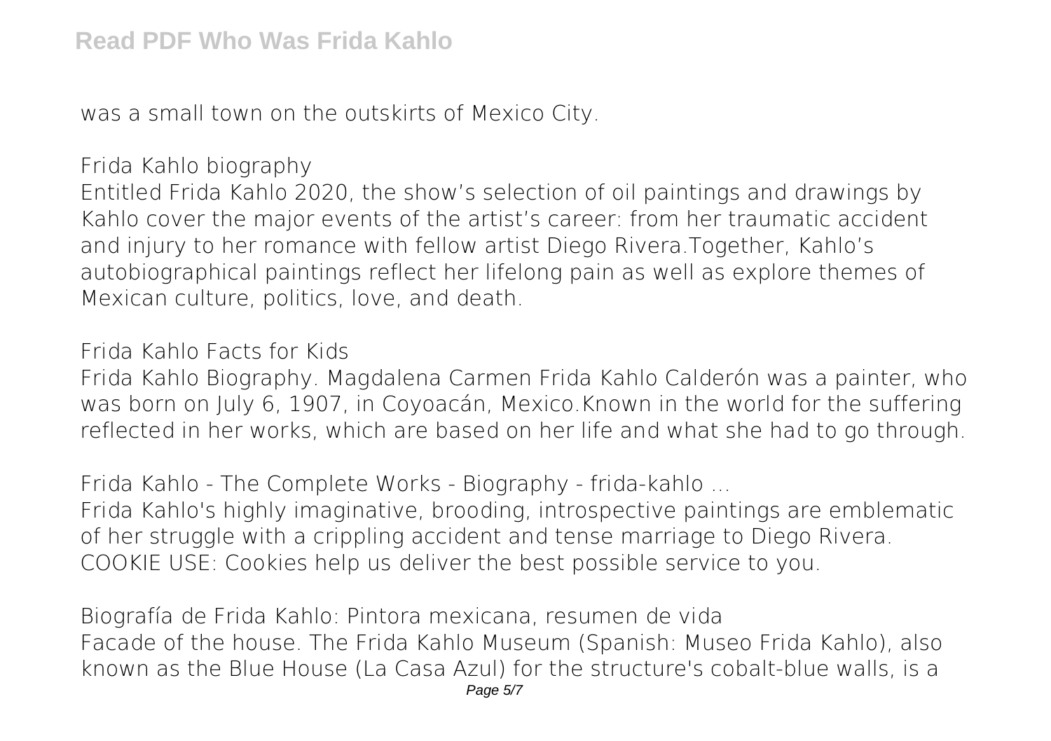was a small town on the outskirts of Mexico City.

## Frida Kahlo biography

Entitled Frida Kahlo 2020, the show's selection of oil paintings and drawings by Kahlo cover the major events of the artist's career: from her traumatic accident and injury to her romance with fellow artist Diego Rivera.Together, Kahlo's autobiographical paintings reflect her lifelong pain as well as explore themes of Mexican culture, politics, love, and death.

## Frida Kahlo Facts for Kids

Frida Kahlo Biography. Magdalena Carmen Frida Kahlo Calderón was a painter, who was born on July 6, 1907, in Coyoacán, Mexico.Known in the world for the suffering reflected in her works, which are based on her life and what she had to go through.

## Frida Kahlo - The Complete Works - Biography - frida-kahlo ...

Frida Kahlo's highly imaginative, brooding, introspective paintings are emblematic of her struggle with a crippling accident and tense marriage to Diego Rivera. COOKIE USE: Cookies help us deliver the best possible service to you.

## Biografía de Frida Kahlo: Pintora mexicana, resumen de vida

Facade of the house. The Frida Kahlo Museum (Spanish: Museo Frida Kahlo), also known as the Blue House (La Casa Azul) for the structure's cobalt-blue walls, is a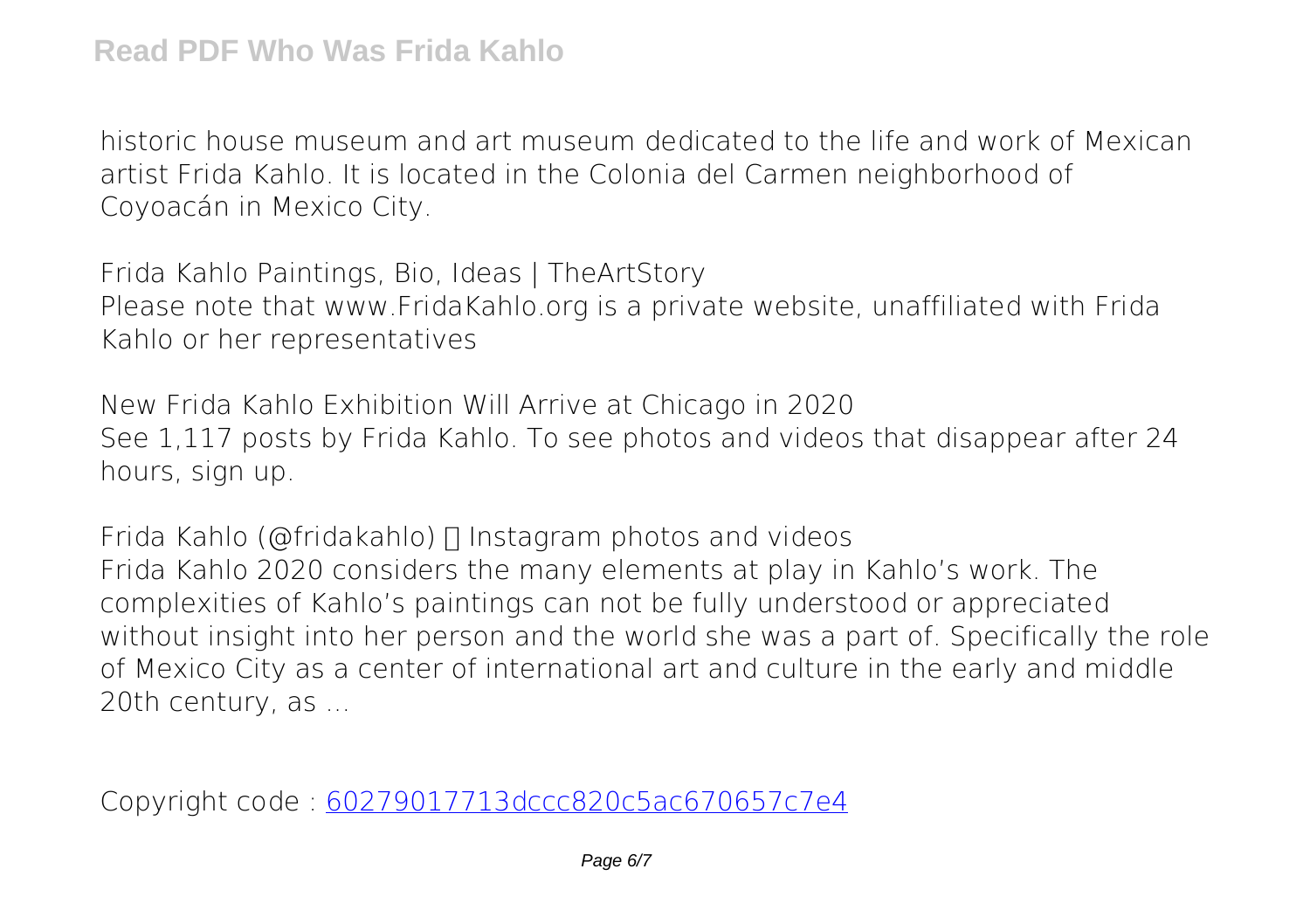historic house museum and art museum dedicated to the life and work of Mexican artist Frida Kahlo. It is located in the Colonia del Carmen neighborhood of Coyoacán in Mexico City.

*Frida Kahlo Paintings, Bio, Ideas | TheArtStory*

Please note that www.FridaKahlo.org is a private website, unaffiliated with Frida Kahlo or her representatives

*New Frida Kahlo Exhibition Will Arrive at Chicago in 2020*

See 1,117 posts by Frida Kahlo. To see photos and videos that disappear after 24 hours, sign up.

*Frida Kahlo (@fridakahlo) • Instagram photos and videos*

Frida Kahlo 2020 considers the many elements at play in Kahlo's work. The complexities of Kahlo's paintings can not be fully understood or appreciated without insight into her person and the world she was a part of. Specifically the role of Mexico City as a center of international art and culture in the early and middle 20th century, as ...

Copyright code : 60279017713dccc820c5ac670657c7e4